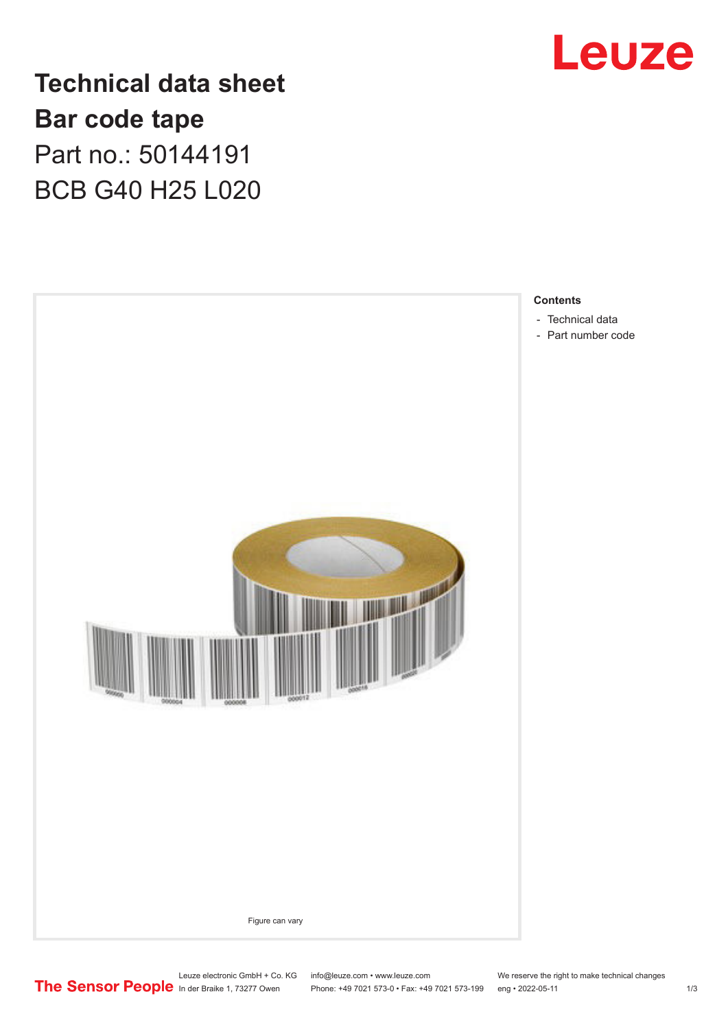# Technical data sheet

## Bar code tape

Part no.: 50144191

BCB G40 H25 L020

Figure can vary

**Contents**

- Technical data
- Part number code

Leuze electronic GmbH + Co. KG
In der Braike 1, 73277 Owen

info@leuze.com • www.leuze.com
Phone: +49 7021 573-0 • Fax: +49 7021 573-199

We reserve the right to make technical changes
eng • 2022-05-11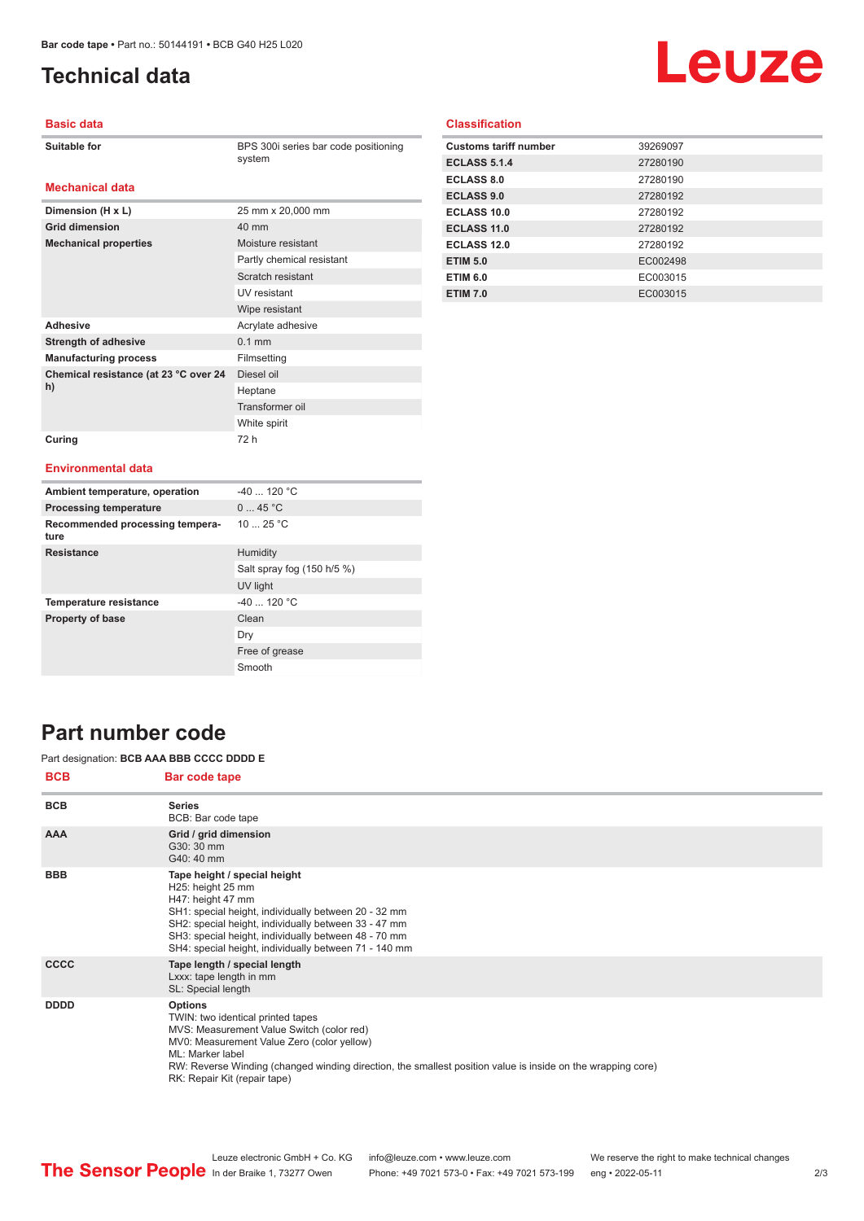# Technical data

## Basic data

| | |
|---|---|
| **Suitable for** | BPS 300i series bar code positioning system |

## Mechanical data

| | |
|---|---|
| **Dimension (H x L)** | 25 mm x 20,000 mm |
| **Grid dimension** | 40 mm |
| **Mechanical properties** | Moisture resistant |
| | Partly chemical resistant |
| | Scratch resistant |
| | UV resistant |
| | Wipe resistant |
| **Adhesive** | Acrylate adhesive |
| **Strength of adhesive** | 0.1 mm |
| **Manufacturing process** | Filmsetting |
| **Chemical resistance (at 23 °C over 24 h)** | Diesel oil |
| | Heptane |
| | Transformer oil |
| | White spirit |
| **Curing** | 72 h |

## Environmental data

| | |
|---|---|
| **Ambient temperature, operation** | -40 ... 120 °C |
| **Processing temperature** | 0 ... 45 °C |
| **Recommended processing temperature** | 10 ... 25 °C |
| **Resistance** | Humidity |
| | Salt spray fog (150 h/5 %) |
| | UV light |
| **Temperature resistance** | -40 ... 120 °C |
| **Property of base** | Clean |
| | Dry |
| | Free of grease |
| | Smooth |

## Classification

| | |
|---|---|
| **Customs tariff number** | 39269097 |
| **ECLASS 5.1.4** | 27280190 |
| **ECLASS 8.0** | 27280190 |
| **ECLASS 9.0** | 27280192 |
| **ECLASS 10.0** | 27280192 |
| **ECLASS 11.0** | 27280192 |
| **ECLASS 12.0** | 27280192 |
| **ETIM 5.0** | EC002498 |
| **ETIM 6.0** | EC003015 |
| **ETIM 7.0** | EC003015 |

# Part number code

Part designation: **BCB AAA BBB CCCC DDDD E**

| BCB | Bar code tape |
|---|---|
| **BCB** | **Series**<br>BCB: Bar code tape |
| **AAA** | **Grid / grid dimension**<br>G30: 30 mm<br>G40: 40 mm |
| **BBB** | **Tape height / special height**<br>H25: height 25 mm<br>H47: height 47 mm<br>SH1: special height, individually between 20 - 32 mm<br>SH2: special height, individually between 33 - 47 mm<br>SH3: special height, individually between 48 - 70 mm<br>SH4: special height, individually between 71 - 140 mm |
| **CCCC** | **Tape length / special length**<br>Lxxx: tape length in mm<br>SL: Special length |
| **DDDD** | **Options**<br>TWIN: two identical printed tapes<br>MVS: Measurement Value Switch (color red)<br>MV0: Measurement Value Zero (color yellow)<br>ML: Marker label<br>RW: Reverse Winding (changed winding direction, the smallest position value is inside on the wrapping core)<br>RK: Repair Kit (repair tape) |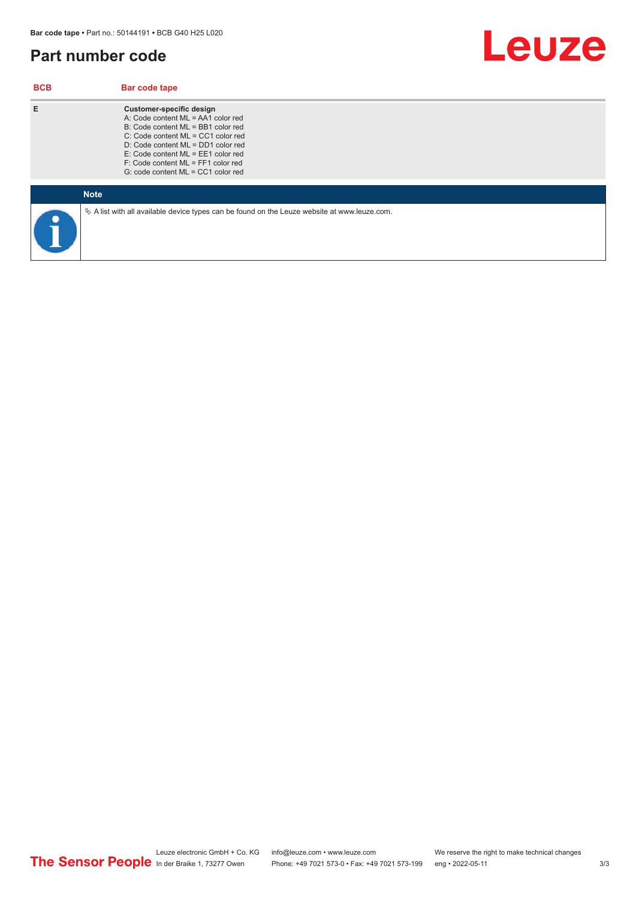## Part number code

| BCB | Bar code tape |
|---|---|
| E | **Customer-specific design**<br>A: Code content ML = AA1 color red<br>B: Code content ML = BB1 color red<br>C: Code content ML = CC1 color red<br>D: Code content ML = DD1 color red<br>E: Code content ML = EE1 color red<br>F: Code content ML = FF1 color red<br>G: code content ML = CC1 color red |

**Note**

↪ A list with all available device types can be found on the Leuze website at www.leuze.com.